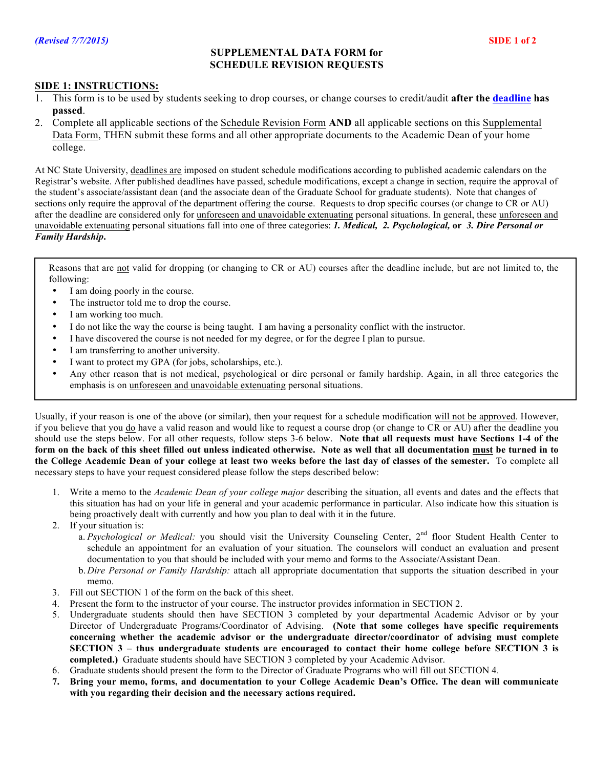*(Revised 7/7/2015)*

# SUPPLEMENTAL DATA FORM for SCHEDULE REVISION REQUESTS

## SIDE 1: INSTRUCTIONS:

1. This form is to be used by students seeking to drop courses, or change courses to credit/audit **after the deadline has passed**.
2. Complete all applicable sections of the Schedule Revision Form **AND** all applicable sections on this Supplemental Data Form, THEN submit these forms and all other appropriate documents to the Academic Dean of your home college.

At NC State University, deadlines are imposed on student schedule modifications according to published academic calendars on the Registrar's website. After published deadlines have passed, schedule modifications, except a change in section, require the approval of the student's associate/assistant dean (and the associate dean of the Graduate School for graduate students). Note that changes of sections only require the approval of the department offering the course. Requests to drop specific courses (or change to CR or AU) after the deadline are considered only for unforeseen and unavoidable extenuating personal situations. In general, these unforeseen and unavoidable extenuating personal situations fall into one of three categories: ***1. Medical, 2. Psychological,* or *3. Dire Personal or Family Hardship*.**

Reasons that are not valid for dropping (or changing to CR or AU) courses after the deadline include, but are not limited to, the following:

- I am doing poorly in the course.
- The instructor told me to drop the course.
- I am working too much.
- I do not like the way the course is being taught. I am having a personality conflict with the instructor.
- I have discovered the course is not needed for my degree, or for the degree I plan to pursue.
- I am transferring to another university.
- I want to protect my GPA (for jobs, scholarships, etc.).
- Any other reason that is not medical, psychological or dire personal or family hardship. Again, in all three categories the emphasis is on unforeseen and unavoidable extenuating personal situations.

Usually, if your reason is one of the above (or similar), then your request for a schedule modification will not be approved. However, if you believe that you do have a valid reason and would like to request a course drop (or change to CR or AU) after the deadline you should use the steps below. For all other requests, follow steps 3-6 below. **Note that all requests must have Sections 1-4 of the form on the back of this sheet filled out unless indicated otherwise. Note as well that all documentation must be turned in to the College Academic Dean of your college at least two weeks before the last day of classes of the semester.** To complete all necessary steps to have your request considered please follow the steps described below:

1. Write a memo to the *Academic Dean of your college major* describing the situation, all events and dates and the effects that this situation has had on your life in general and your academic performance in particular. Also indicate how this situation is being proactively dealt with currently and how you plan to deal with it in the future.
2. If your situation is:
   a. *Psychological or Medical:* you should visit the University Counseling Center, 2nd floor Student Health Center to schedule an appointment for an evaluation of your situation. The counselors will conduct an evaluation and present documentation to you that should be included with your memo and forms to the Associate/Assistant Dean.
   b. *Dire Personal or Family Hardship:* attach all appropriate documentation that supports the situation described in your memo.
3. Fill out SECTION 1 of the form on the back of this sheet.
4. Present the form to the instructor of your course. The instructor provides information in SECTION 2.
5. Undergraduate students should then have SECTION 3 completed by your departmental Academic Advisor or by your Director of Undergraduate Programs/Coordinator of Advising. **(Note that some colleges have specific requirements concerning whether the academic advisor or the undergraduate director/coordinator of advising must complete SECTION 3 – thus undergraduate students are encouraged to contact their home college before SECTION 3 is completed.)** Graduate students should have SECTION 3 completed by your Academic Advisor.
6. Graduate students should present the form to the Director of Graduate Programs who will fill out SECTION 4.
7. **Bring your memo, forms, and documentation to your College Academic Dean's Office. The dean will communicate with you regarding their decision and the necessary actions required.**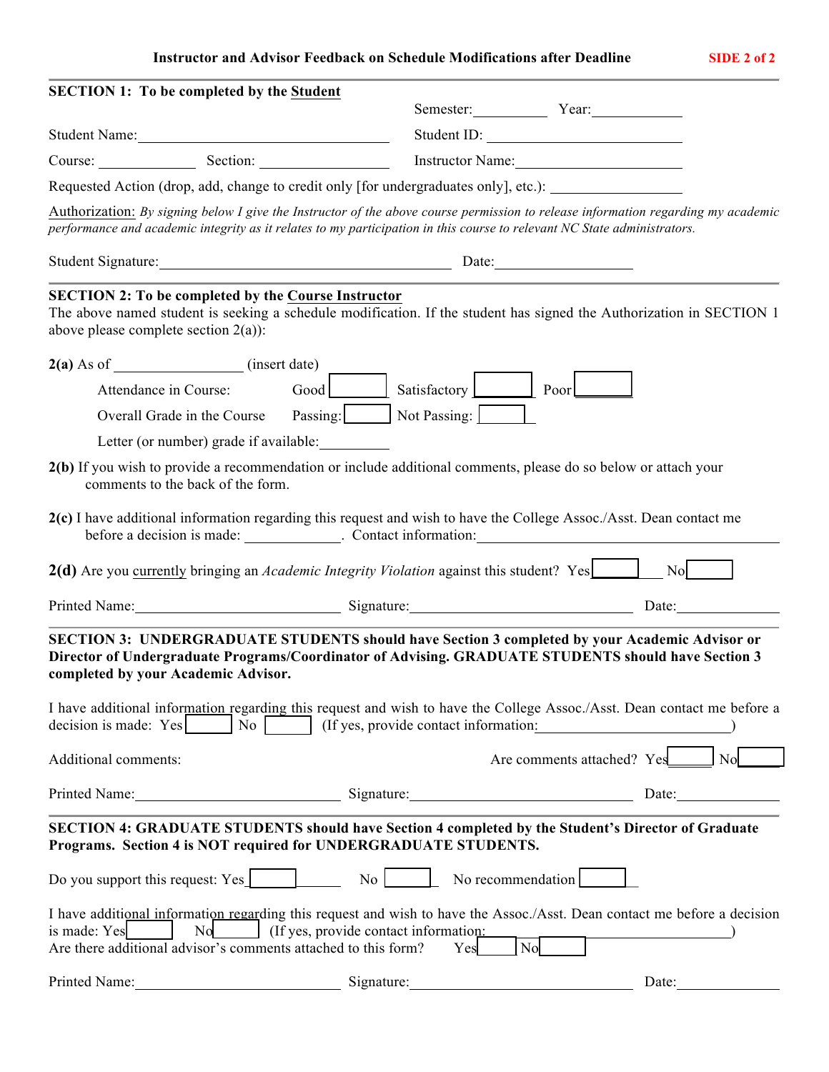# Instructor and Advisor Feedback on Schedule Modifications after Deadline

SIDE 2 of 2

---

**SECTION 1: To be completed by the Student**

Semester:__________ Year:____________

Student Name:______________________________ Student ID: ______________________

Course: ____________ Section: ________________ Instructor Name:______________________

Requested Action (drop, add, change to credit only [for undergraduates only], etc.): _________________

Authorization: *By signing below I give the Instructor of the above course permission to release information regarding my academic performance and academic integrity as it relates to my participation in this course to relevant NC State administrators.*

Student Signature:____________________________________ Date:__________________

---

**SECTION 2: To be completed by the Course Instructor**

The above named student is seeking a schedule modification. If the student has signed the Authorization in SECTION 1 above please complete section 2(a)):

**2(a)** As of ________________ (insert date)

Attendance in Course: Good ☐ Satisfactory ☐ Poor ☐

Overall Grade in the Course Passing: ☐ Not Passing: ☐

Letter (or number) grade if available:_________

**2(b)** If you wish to provide a recommendation or include additional comments, please do so below or attach your comments to the back of the form.

**2(c)** I have additional information regarding this request and wish to have the College Assoc./Asst. Dean contact me before a decision is made: ____________. Contact information:______________________________

**2(d)** Are you currently bringing an *Academic Integrity Violation* against this student? Yes ☐ No ☐

Printed Name:__________________________ Signature:____________________________ Date:______________

---

**SECTION 3: UNDERGRADUATE STUDENTS should have Section 3 completed by your Academic Advisor or Director of Undergraduate Programs/Coordinator of Advising. GRADUATE STUDENTS should have Section 3 completed by your Academic Advisor.**

I have additional information regarding this request and wish to have the College Assoc./Asst. Dean contact me before a decision is made: Yes ☐ No ☐ (If yes, provide contact information:________________________)

Additional comments: Are comments attached? Yes ☐ No ☐

Printed Name:__________________________ Signature:____________________________ Date:______________

---

**SECTION 4: GRADUATE STUDENTS should have Section 4 completed by the Student's Director of Graduate Programs. Section 4 is NOT required for UNDERGRADUATE STUDENTS.**

Do you support this request: Yes ☐ No ☐ No recommendation ☐

I have additional information regarding this request and wish to have the Assoc./Asst. Dean contact me before a decision is made: Yes ☐ No ☐ (If yes, provide contact information:________________________)

Are there additional advisor's comments attached to this form? Yes ☐ No ☐

Printed Name:__________________________ Signature:____________________________ Date:______________